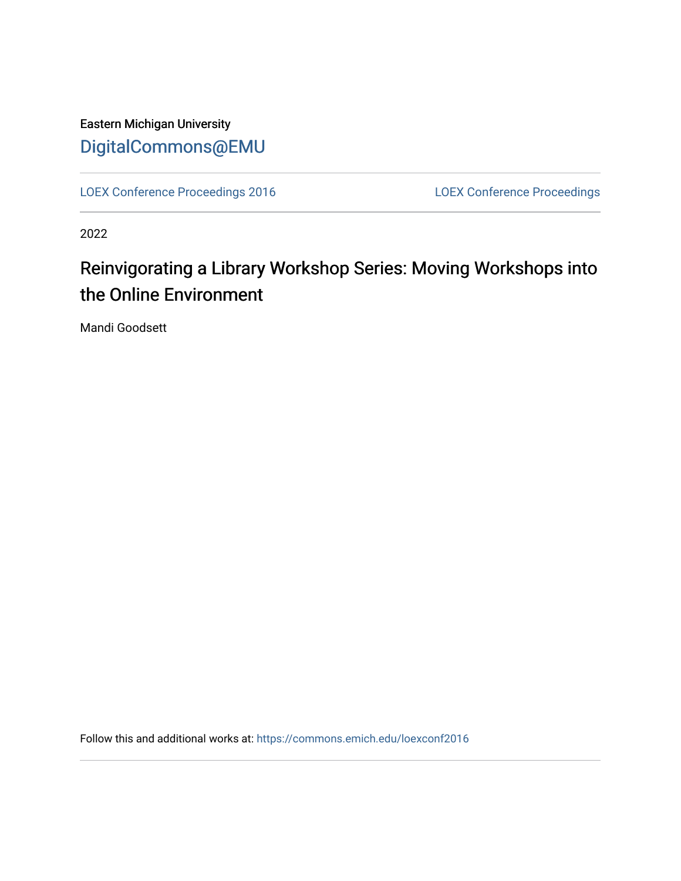Eastern Michigan University

DigitalCommons@EMU

LOEX Conference Proceedings 2016

LOEX Conference Proceedings

2022

# Reinvigorating a Library Workshop Series: Moving Workshops into the Online Environment

Mandi Goodsett

Follow this and additional works at: https://commons.emich.edu/loexconf2016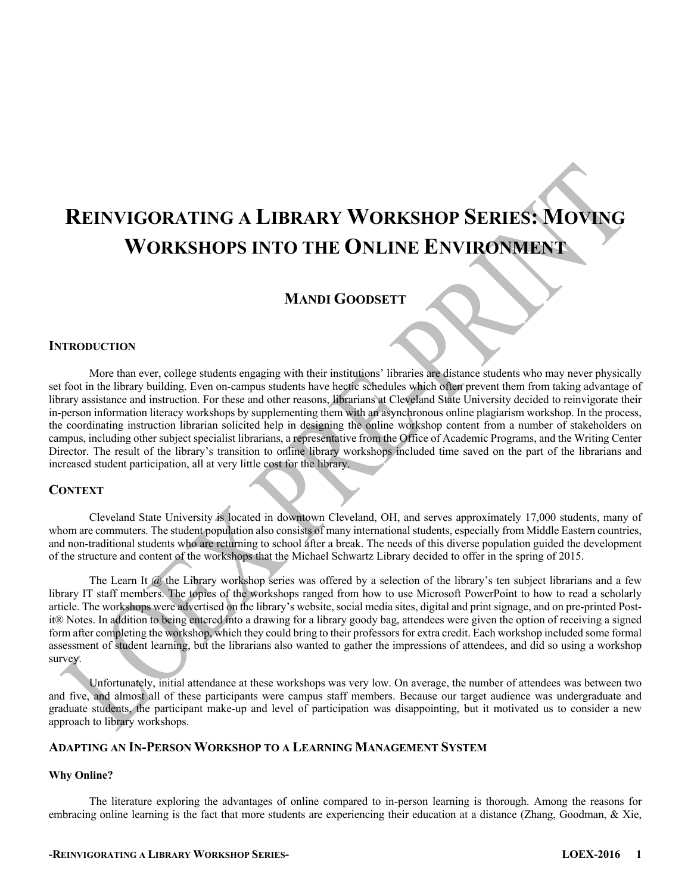# REINVIGORATING A LIBRARY WORKSHOP SERIES: MOVING WORKSHOPS INTO THE ONLINE ENVIRONMENT

## MANDI GOODSETT

## INTRODUCTION

More than ever, college students engaging with their institutions' libraries are distance students who may never physically set foot in the library building. Even on-campus students have hectic schedules which often prevent them from taking advantage of library assistance and instruction. For these and other reasons, librarians at Cleveland State University decided to reinvigorate their in-person information literacy workshops by supplementing them with an asynchronous online plagiarism workshop. In the process, the coordinating instruction librarian solicited help in designing the online workshop content from a number of stakeholders on campus, including other subject specialist librarians, a representative from the Office of Academic Programs, and the Writing Center Director. The result of the library's transition to online library workshops included time saved on the part of the librarians and increased student participation, all at very little cost for the library.

## CONTEXT

Cleveland State University is located in downtown Cleveland, OH, and serves approximately 17,000 students, many of whom are commuters. The student population also consists of many international students, especially from Middle Eastern countries, and non-traditional students who are returning to school after a break. The needs of this diverse population guided the development of the structure and content of the workshops that the Michael Schwartz Library decided to offer in the spring of 2015.

The Learn It @ the Library workshop series was offered by a selection of the library's ten subject librarians and a few library IT staff members. The topics of the workshops ranged from how to use Microsoft PowerPoint to how to read a scholarly article. The workshops were advertised on the library's website, social media sites, digital and print signage, and on pre-printed Post-it® Notes. In addition to being entered into a drawing for a library goody bag, attendees were given the option of receiving a signed form after completing the workshop, which they could bring to their professors for extra credit. Each workshop included some formal assessment of student learning, but the librarians also wanted to gather the impressions of attendees, and did so using a workshop survey.

Unfortunately, initial attendance at these workshops was very low. On average, the number of attendees was between two and five, and almost all of these participants were campus staff members. Because our target audience was undergraduate and graduate students, the participant make-up and level of participation was disappointing, but it motivated us to consider a new approach to library workshops.

### ADAPTING AN IN-PERSON WORKSHOP TO A LEARNING MANAGEMENT SYSTEM

**Why Online?**

The literature exploring the advantages of online compared to in-person learning is thorough. Among the reasons for embracing online learning is the fact that more students are experiencing their education at a distance (Zhang, Goodman, & Xie,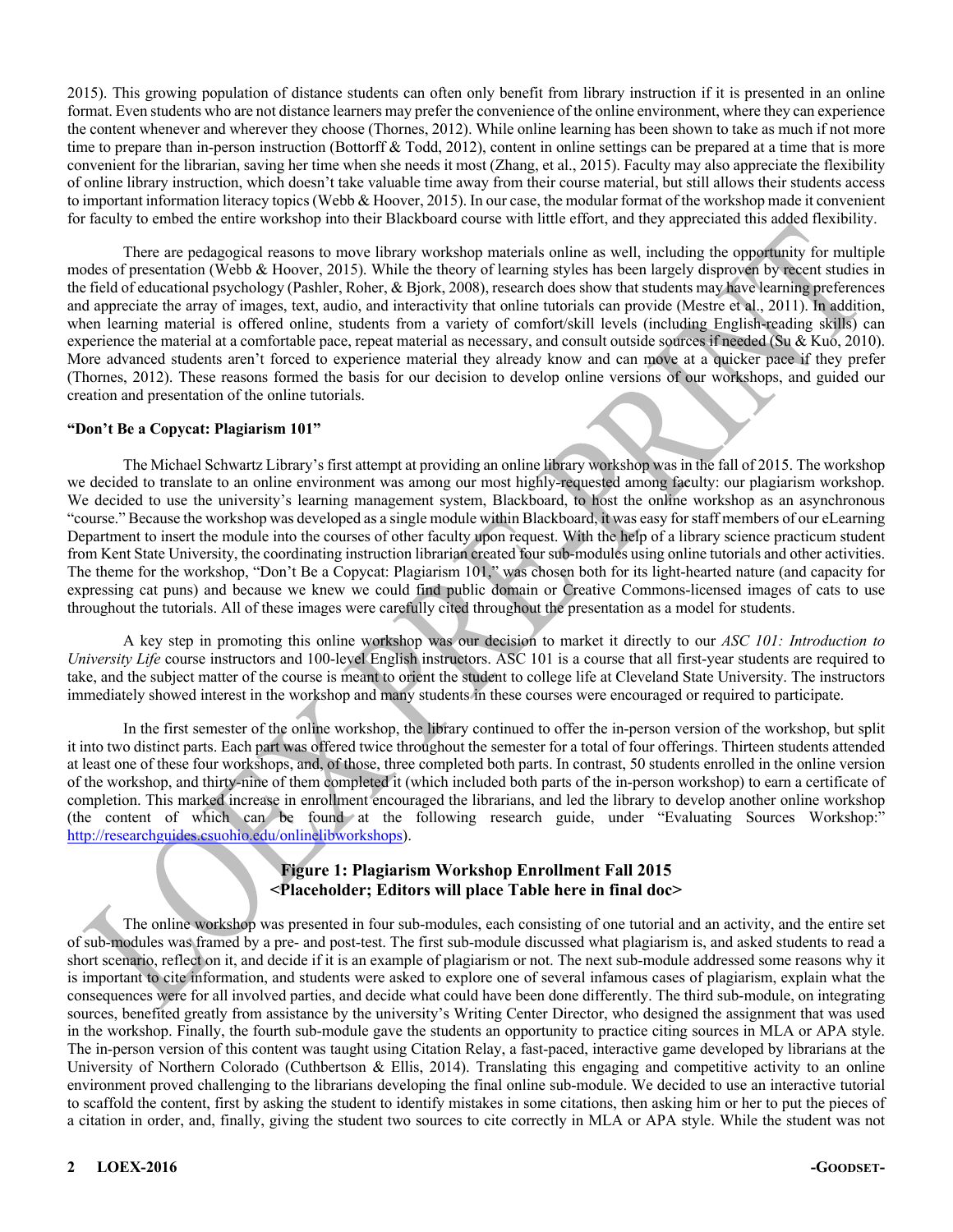2015). This growing population of distance students can often only benefit from library instruction if it is presented in an online format. Even students who are not distance learners may prefer the convenience of the online environment, where they can experience the content whenever and wherever they choose (Thornes, 2012). While online learning has been shown to take as much if not more time to prepare than in-person instruction (Bottorff & Todd, 2012), content in online settings can be prepared at a time that is more convenient for the librarian, saving her time when she needs it most (Zhang, et al., 2015). Faculty may also appreciate the flexibility of online library instruction, which doesn't take valuable time away from their course material, but still allows their students access to important information literacy topics (Webb & Hoover, 2015). In our case, the modular format of the workshop made it convenient for faculty to embed the entire workshop into their Blackboard course with little effort, and they appreciated this added flexibility.

There are pedagogical reasons to move library workshop materials online as well, including the opportunity for multiple modes of presentation (Webb & Hoover, 2015). While the theory of learning styles has been largely disproven by recent studies in the field of educational psychology (Pashler, Roher, & Bjork, 2008), research does show that students may have learning preferences and appreciate the array of images, text, audio, and interactivity that online tutorials can provide (Mestre et al., 2011). In addition, when learning material is offered online, students from a variety of comfort/skill levels (including English-reading skills) can experience the material at a comfortable pace, repeat material as necessary, and consult outside sources if needed (Su & Kuo, 2010). More advanced students aren't forced to experience material they already know and can move at a quicker pace if they prefer (Thornes, 2012). These reasons formed the basis for our decision to develop online versions of our workshops, and guided our creation and presentation of the online tutorials.

**"Don't Be a Copycat: Plagiarism 101"**

The Michael Schwartz Library's first attempt at providing an online library workshop was in the fall of 2015. The workshop we decided to translate to an online environment was among our most highly-requested among faculty: our plagiarism workshop. We decided to use the university's learning management system, Blackboard, to host the online workshop as an asynchronous "course." Because the workshop was developed as a single module within Blackboard, it was easy for staff members of our eLearning Department to insert the module into the courses of other faculty upon request. With the help of a library science practicum student from Kent State University, the coordinating instruction librarian created four sub-modules using online tutorials and other activities. The theme for the workshop, "Don't Be a Copycat: Plagiarism 101," was chosen both for its light-hearted nature (and capacity for expressing cat puns) and because we knew we could find public domain or Creative Commons-licensed images of cats to use throughout the tutorials. All of these images were carefully cited throughout the presentation as a model for students.

A key step in promoting this online workshop was our decision to market it directly to our *ASC 101: Introduction to University Life* course instructors and 100-level English instructors. ASC 101 is a course that all first-year students are required to take, and the subject matter of the course is meant to orient the student to college life at Cleveland State University. The instructors immediately showed interest in the workshop and many students in these courses were encouraged or required to participate.

In the first semester of the online workshop, the library continued to offer the in-person version of the workshop, but split it into two distinct parts. Each part was offered twice throughout the semester for a total of four offerings. Thirteen students attended at least one of these four workshops, and, of those, three completed both parts. In contrast, 50 students enrolled in the online version of the workshop, and thirty-nine of them completed it (which included both parts of the in-person workshop) to earn a certificate of completion. This marked increase in enrollment encouraged the librarians, and led the library to develop another online workshop (the content of which can be found at the following research guide, under "Evaluating Sources Workshop:" http://researchguides.csuohio.edu/onlinelibworkshops).

**Figure 1: Plagiarism Workshop Enrollment Fall 2015**
**<Placeholder; Editors will place Table here in final doc>**

The online workshop was presented in four sub-modules, each consisting of one tutorial and an activity, and the entire set of sub-modules was framed by a pre- and post-test. The first sub-module discussed what plagiarism is, and asked students to read a short scenario, reflect on it, and decide if it is an example of plagiarism or not. The next sub-module addressed some reasons why it is important to cite information, and students were asked to explore one of several infamous cases of plagiarism, explain what the consequences were for all involved parties, and decide what could have been done differently. The third sub-module, on integrating sources, benefited greatly from assistance by the university's Writing Center Director, who designed the assignment that was used in the workshop. Finally, the fourth sub-module gave the students an opportunity to practice citing sources in MLA or APA style. The in-person version of this content was taught using Citation Relay, a fast-paced, interactive game developed by librarians at the University of Northern Colorado (Cuthbertson & Ellis, 2014). Translating this engaging and competitive activity to an online environment proved challenging to the librarians developing the final online sub-module. We decided to use an interactive tutorial to scaffold the content, first by asking the student to identify mistakes in some citations, then asking him or her to put the pieces of a citation in order, and, finally, giving the student two sources to cite correctly in MLA or APA style. While the student was not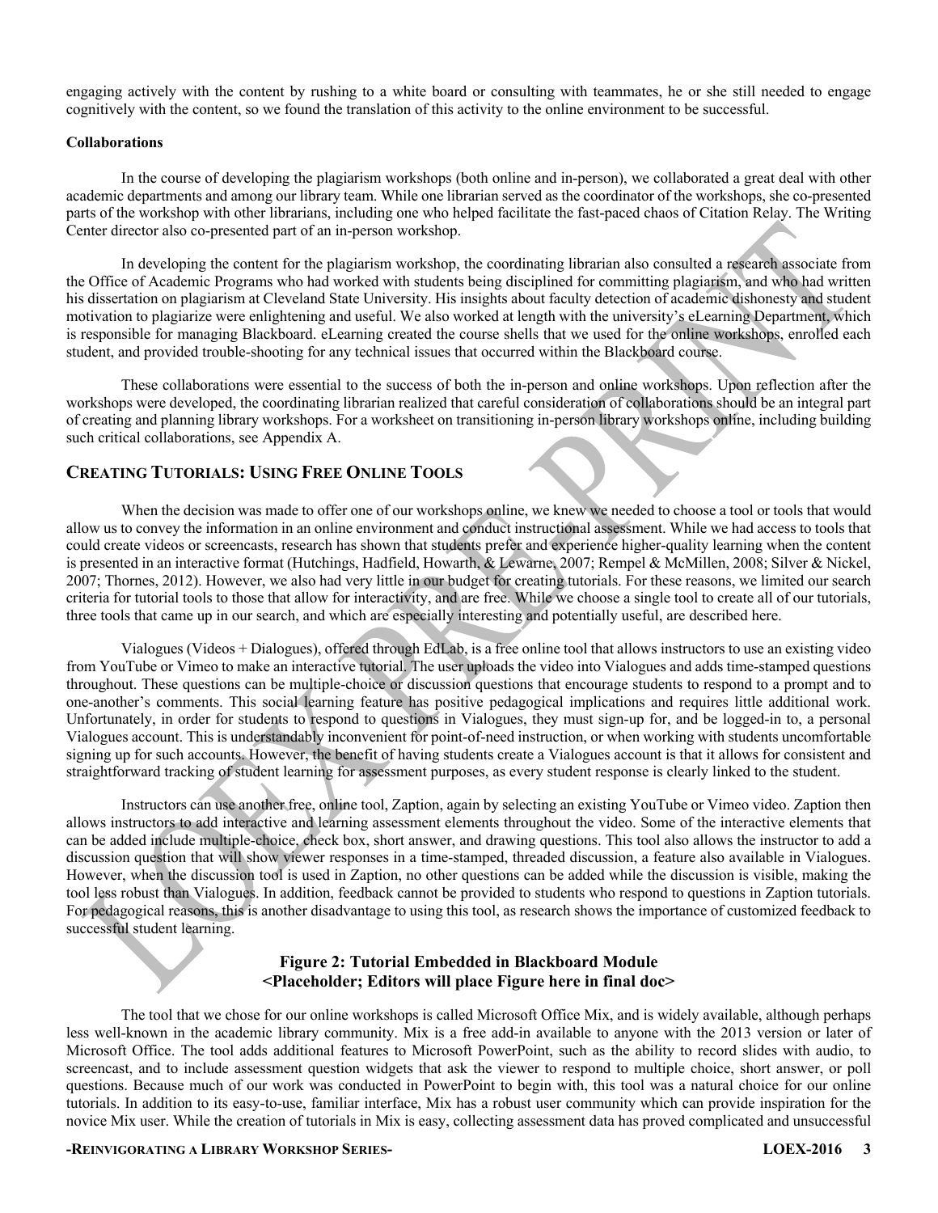engaging actively with the content by rushing to a white board or consulting with teammates, he or she still needed to engage cognitively with the content, so we found the translation of this activity to the online environment to be successful.

**Collaborations**

In the course of developing the plagiarism workshops (both online and in-person), we collaborated a great deal with other academic departments and among our library team. While one librarian served as the coordinator of the workshops, she co-presented parts of the workshop with other librarians, including one who helped facilitate the fast-paced chaos of Citation Relay. The Writing Center director also co-presented part of an in-person workshop.

In developing the content for the plagiarism workshop, the coordinating librarian also consulted a research associate from the Office of Academic Programs who had worked with students being disciplined for committing plagiarism, and who had written his dissertation on plagiarism at Cleveland State University. His insights about faculty detection of academic dishonesty and student motivation to plagiarize were enlightening and useful. We also worked at length with the university's eLearning Department, which is responsible for managing Blackboard. eLearning created the course shells that we used for the online workshops, enrolled each student, and provided trouble-shooting for any technical issues that occurred within the Blackboard course.

These collaborations were essential to the success of both the in-person and online workshops. Upon reflection after the workshops were developed, the coordinating librarian realized that careful consideration of collaborations should be an integral part of creating and planning library workshops. For a worksheet on transitioning in-person library workshops online, including building such critical collaborations, see Appendix A.

## Creating Tutorials: Using Free Online Tools

When the decision was made to offer one of our workshops online, we knew we needed to choose a tool or tools that would allow us to convey the information in an online environment and conduct instructional assessment. While we had access to tools that could create videos or screencasts, research has shown that students prefer and experience higher-quality learning when the content is presented in an interactive format (Hutchings, Hadfield, Howarth, & Lewarne, 2007; Rempel & McMillen, 2008; Silver & Nickel, 2007; Thornes, 2012). However, we also had very little in our budget for creating tutorials. For these reasons, we limited our search criteria for tutorial tools to those that allow for interactivity, and are free. While we choose a single tool to create all of our tutorials, three tools that came up in our search, and which are especially interesting and potentially useful, are described here.

Vialogues (Videos + Dialogues), offered through EdLab, is a free online tool that allows instructors to use an existing video from YouTube or Vimeo to make an interactive tutorial. The user uploads the video into Vialogues and adds time-stamped questions throughout. These questions can be multiple-choice or discussion questions that encourage students to respond to a prompt and to one-another's comments. This social learning feature has positive pedagogical implications and requires little additional work. Unfortunately, in order for students to respond to questions in Vialogues, they must sign-up for, and be logged-in to, a personal Vialogues account. This is understandably inconvenient for point-of-need instruction, or when working with students uncomfortable signing up for such accounts. However, the benefit of having students create a Vialogues account is that it allows for consistent and straightforward tracking of student learning for assessment purposes, as every student response is clearly linked to the student.

Instructors can use another free, online tool, Zaption, again by selecting an existing YouTube or Vimeo video. Zaption then allows instructors to add interactive and learning assessment elements throughout the video. Some of the interactive elements that can be added include multiple-choice, check box, short answer, and drawing questions. This tool also allows the instructor to add a discussion question that will show viewer responses in a time-stamped, threaded discussion, a feature also available in Vialogues. However, when the discussion tool is used in Zaption, no other questions can be added while the discussion is visible, making the tool less robust than Vialogues. In addition, feedback cannot be provided to students who respond to questions in Zaption tutorials. For pedagogical reasons, this is another disadvantage to using this tool, as research shows the importance of customized feedback to successful student learning.

**Figure 2: Tutorial Embedded in Blackboard Module**
**<Placeholder; Editors will place Figure here in final doc>**

The tool that we chose for our online workshops is called Microsoft Office Mix, and is widely available, although perhaps less well-known in the academic library community. Mix is a free add-in available to anyone with the 2013 version or later of Microsoft Office. The tool adds additional features to Microsoft PowerPoint, such as the ability to record slides with audio, to screencast, and to include assessment question widgets that ask the viewer to respond to multiple choice, short answer, or poll questions. Because much of our work was conducted in PowerPoint to begin with, this tool was a natural choice for our online tutorials. In addition to its easy-to-use, familiar interface, Mix has a robust user community which can provide inspiration for the novice Mix user. While the creation of tutorials in Mix is easy, collecting assessment data has proved complicated and unsuccessful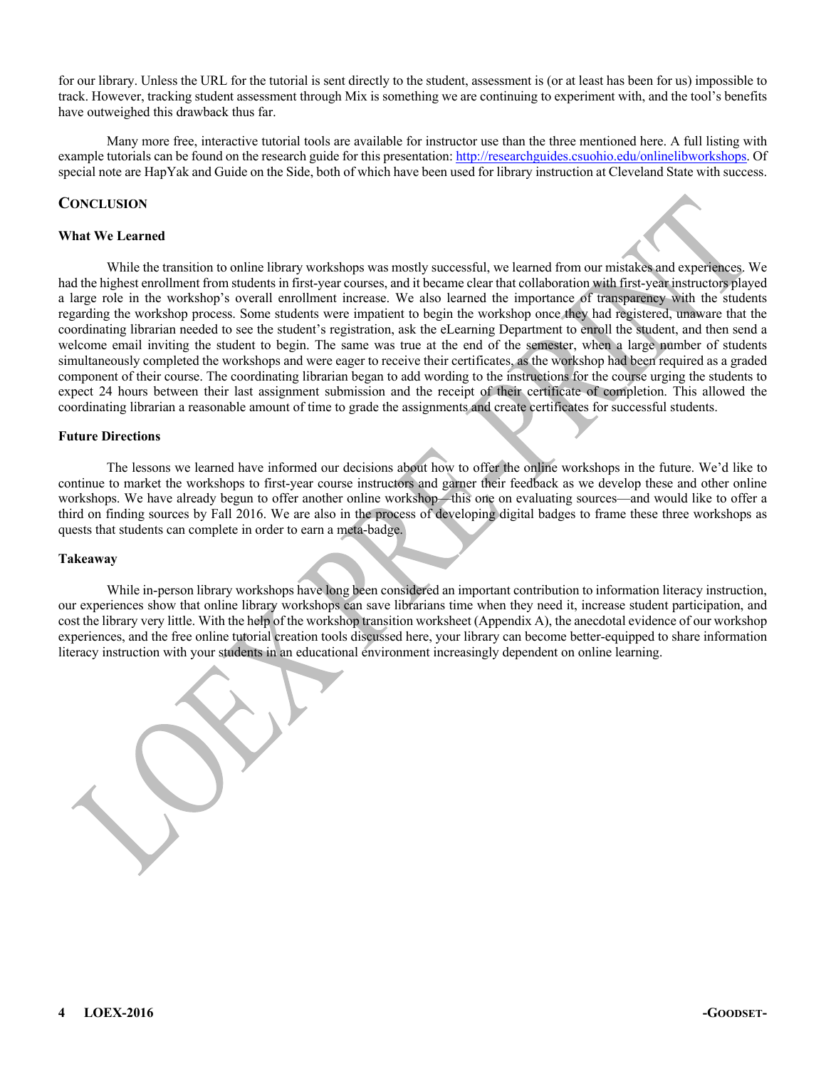for our library. Unless the URL for the tutorial is sent directly to the student, assessment is (or at least has been for us) impossible to track. However, tracking student assessment through Mix is something we are continuing to experiment with, and the tool's benefits have outweighed this drawback thus far.

Many more free, interactive tutorial tools are available for instructor use than the three mentioned here. A full listing with example tutorials can be found on the research guide for this presentation: http://researchguides.csuohio.edu/onlinelibworkshops. Of special note are HapYak and Guide on the Side, both of which have been used for library instruction at Cleveland State with success.

## Conclusion

### What We Learned

While the transition to online library workshops was mostly successful, we learned from our mistakes and experiences. We had the highest enrollment from students in first-year courses, and it became clear that collaboration with first-year instructors played a large role in the workshop's overall enrollment increase. We also learned the importance of transparency with the students regarding the workshop process. Some students were impatient to begin the workshop once they had registered, unaware that the coordinating librarian needed to see the student's registration, ask the eLearning Department to enroll the student, and then send a welcome email inviting the student to begin. The same was true at the end of the semester, when a large number of students simultaneously completed the workshops and were eager to receive their certificates, as the workshop had been required as a graded component of their course. The coordinating librarian began to add wording to the instructions for the course urging the students to expect 24 hours between their last assignment submission and the receipt of their certificate of completion. This allowed the coordinating librarian a reasonable amount of time to grade the assignments and create certificates for successful students.

### Future Directions

The lessons we learned have informed our decisions about how to offer the online workshops in the future. We'd like to continue to market the workshops to first-year course instructors and garner their feedback as we develop these and other online workshops. We have already begun to offer another online workshop—this one on evaluating sources—and would like to offer a third on finding sources by Fall 2016. We are also in the process of developing digital badges to frame these three workshops as quests that students can complete in order to earn a meta-badge.

### Takeaway

While in-person library workshops have long been considered an important contribution to information literacy instruction, our experiences show that online library workshops can save librarians time when they need it, increase student participation, and cost the library very little. With the help of the workshop transition worksheet (Appendix A), the anecdotal evidence of our workshop experiences, and the free online tutorial creation tools discussed here, your library can become better-equipped to share information literacy instruction with your students in an educational environment increasingly dependent on online learning.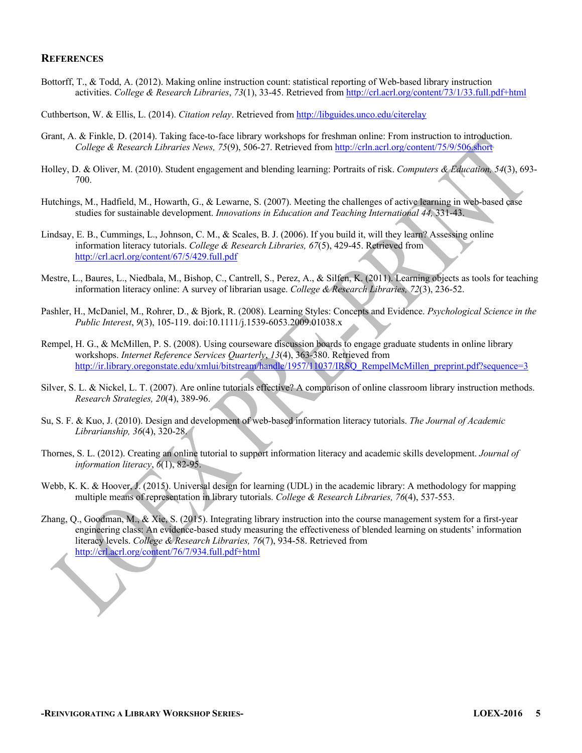## References

Bottorff, T., & Todd, A. (2012). Making online instruction count: statistical reporting of Web-based library instruction activities. *College & Research Libraries*, *73*(1), 33-45. Retrieved from http://crl.acrl.org/content/73/1/33.full.pdf+html

Cuthbertson, W. & Ellis, L. (2014). *Citation relay*. Retrieved from http://libguides.unco.edu/citerelay

Grant, A. & Finkle, D. (2014). Taking face-to-face library workshops for freshman online: From instruction to introduction. *College & Research Libraries News, 75*(9), 506-27. Retrieved from http://crln.acrl.org/content/75/9/506.short

Holley, D. & Oliver, M. (2010). Student engagement and blending learning: Portraits of risk. *Computers & Education, 54*(3), 693-700.

Hutchings, M., Hadfield, M., Howarth, G., & Lewarne, S. (2007). Meeting the challenges of active learning in web-based case studies for sustainable development. *Innovations in Education and Teaching International 44,* 331-43.

Lindsay, E. B., Cummings, L., Johnson, C. M., & Scales, B. J. (2006). If you build it, will they learn? Assessing online information literacy tutorials. *College & Research Libraries, 67*(5), 429-45. Retrieved from http://crl.acrl.org/content/67/5/429.full.pdf

Mestre, L., Baures, L., Niedbala, M., Bishop, C., Cantrell, S., Perez, A., & Silfen, K. (2011). Learning objects as tools for teaching information literacy online: A survey of librarian usage. *College & Research Libraries, 72*(3), 236-52.

Pashler, H., McDaniel, M., Rohrer, D., & Bjork, R. (2008). Learning Styles: Concepts and Evidence. *Psychological Science in the Public Interest*, *9*(3), 105-119. doi:10.1111/j.1539-6053.2009.01038.x

Rempel, H. G., & McMillen, P. S. (2008). Using courseware discussion boards to engage graduate students in online library workshops. *Internet Reference Services Quarterly*, *13*(4), 363-380. Retrieved from http://ir.library.oregonstate.edu/xmlui/bitstream/handle/1957/11037/IRSQ_RempelMcMillen_preprint.pdf?sequence=3

Silver, S. L. & Nickel, L. T. (2007). Are online tutorials effective? A comparison of online classroom library instruction methods. *Research Strategies, 20*(4), 389-96.

Su, S. F. & Kuo, J. (2010). Design and development of web-based information literacy tutorials. *The Journal of Academic Librarianship, 36*(4), 320-28.

Thornes, S. L. (2012). Creating an online tutorial to support information literacy and academic skills development. *Journal of information literacy*, *6*(1), 82-95.

Webb, K. K. & Hoover, J. (2015). Universal design for learning (UDL) in the academic library: A methodology for mapping multiple means of representation in library tutorials. *College & Research Libraries, 76*(4), 537-553.

Zhang, Q., Goodman, M., & Xie, S. (2015). Integrating library instruction into the course management system for a first-year engineering class: An evidence-based study measuring the effectiveness of blended learning on students' information literacy levels. *College & Research Libraries, 76*(7), 934-58. Retrieved from http://crl.acrl.org/content/76/7/934.full.pdf+html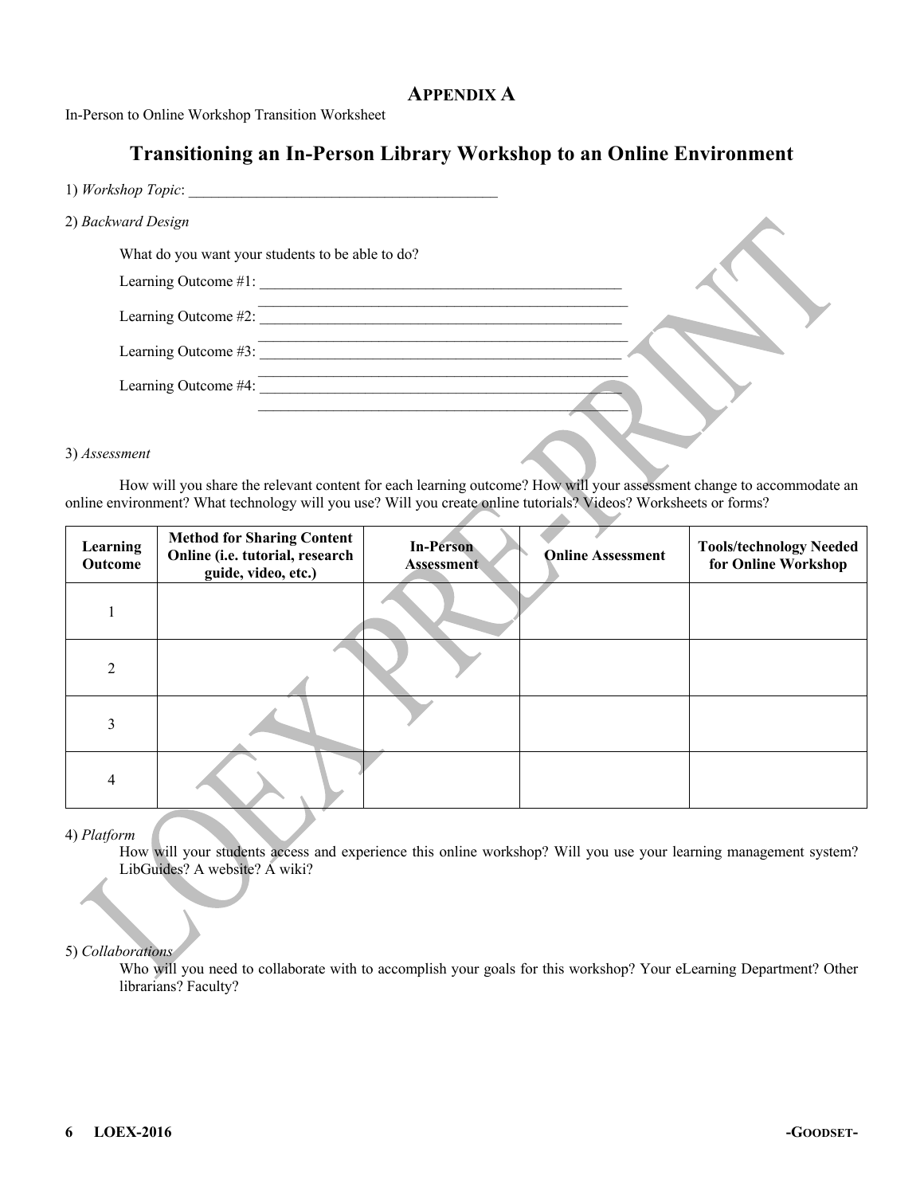## Appendix A

In-Person to Online Workshop Transition Worksheet

# Transitioning an In-Person Library Workshop to an Online Environment

1) *Workshop Topic*: ________________________________________

2) *Backward Design*

What do you want your students to be able to do?

Learning Outcome #1: __________________________________________________
__________________________________________________

Learning Outcome #2: __________________________________________________
__________________________________________________

Learning Outcome #3: __________________________________________________
__________________________________________________

Learning Outcome #4: __________________________________________________
__________________________________________________

3) *Assessment*

How will you share the relevant content for each learning outcome? How will your assessment change to accommodate an online environment? What technology will you use? Will you create online tutorials? Videos? Worksheets or forms?

| Learning Outcome | Method for Sharing Content Online (i.e. tutorial, research guide, video, etc.) | In-Person Assessment | Online Assessment | Tools/technology Needed for Online Workshop |
|---|---|---|---|---|
| 1 | | | | |
| 2 | | | | |
| 3 | | | | |
| 4 | | | | |

4) *Platform*

How will your students access and experience this online workshop? Will you use your learning management system? LibGuides? A website? A wiki?

5) *Collaborations*

Who will you need to collaborate with to accomplish your goals for this workshop? Your eLearning Department? Other librarians? Faculty?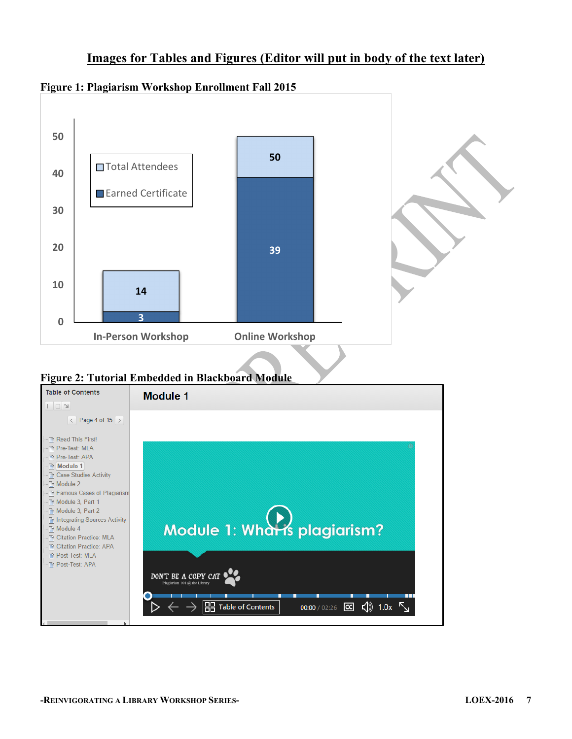## Images for Tables and Figures (Editor will put in body of the text later)

**Figure 1: Plagiarism Workshop Enrollment Fall 2015**

50
40
30
20
10
0

Total Attendees
Earned Certificate

14
3
In-Person Workshop

50
39
Online Workshop

**Figure 2: Tutorial Embedded in Blackboard Module**

Table of Contents

Page 4 of 15

- Read This First!
- Pre-Test: MLA
- Pre-Test: APA
- Module 1
- Case Studies Activity
- Module 2
- Famous Cases of Plagiarism
- Module 3, Part 1
- Module 3, Part 2
- Integrating Sources Activity
- Module 4
- Citation Practice: MLA
- Citation Practice: APA
- Post-Test: MLA
- Post-Test: APA

Module 1

Module 1: What is plagiarism?

DON'T BE A COPY CAT
Plagiarism 101 @ the Library

Table of Contents
00:00 / 02:26
1.0x